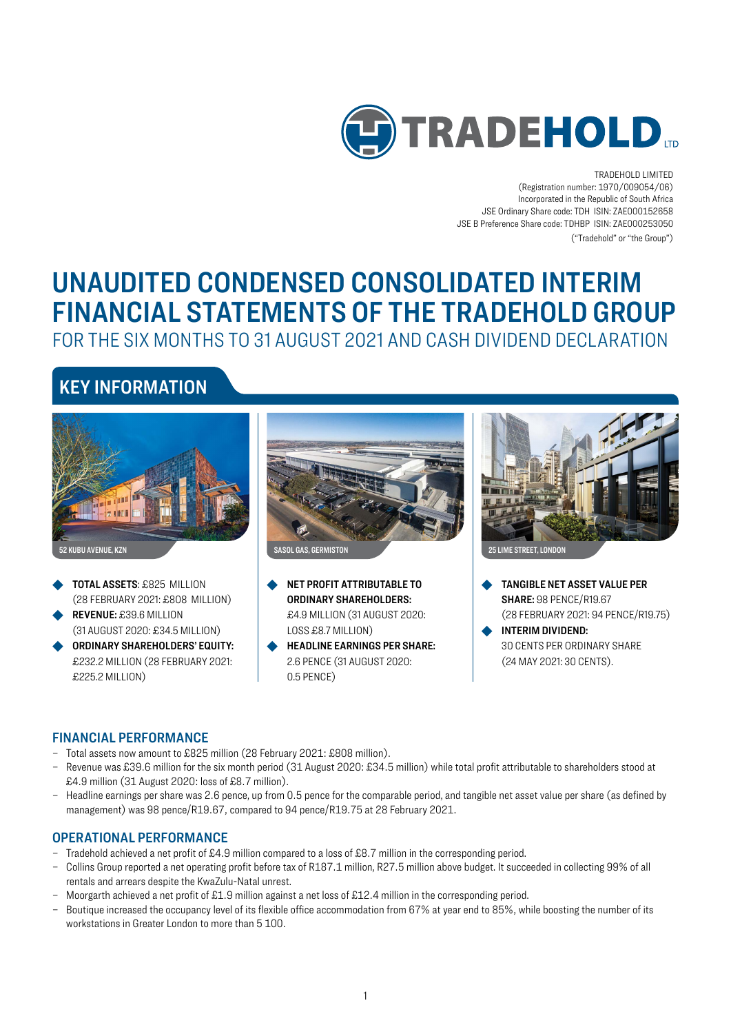TRADEHOLD LIMITED
(Registration number: 1970/009054/06)
Incorporated in the Republic of South Africa
JSE Ordinary Share code: TDH ISIN: ZAE000152658
JSE B Preference Share code: TDHBP ISIN: ZAE000253050
("Tradehold" or "the Group")

# UNAUDITED CONDENSED CONSOLIDATED INTERIM FINANCIAL STATEMENTS OF THE TRADEHOLD GROUP

FOR THE SIX MONTHS TO 31 AUGUST 2021 AND CASH DIVIDEND DECLARATION

## KEY INFORMATION

52 KUBU AVENUE, KZN

SASOL GAS, GERMISTON

25 LIME STREET, LONDON

- **TOTAL ASSETS**: £825 MILLION (28 FEBRUARY 2021: £808 MILLION)
- **REVENUE:** £39.6 MILLION (31 AUGUST 2020: £34.5 MILLION)
- **ORDINARY SHAREHOLDERS' EQUITY:** £232.2 MILLION (28 FEBRUARY 2021: £225.2 MILLION)
- **NET PROFIT ATTRIBUTABLE TO ORDINARY SHAREHOLDERS:** £4.9 MILLION (31 AUGUST 2020: LOSS £8.7 MILLION)
- **HEADLINE EARNINGS PER SHARE:** 2.6 PENCE (31 AUGUST 2020: 0.5 PENCE)
- **TANGIBLE NET ASSET VALUE PER SHARE:** 98 PENCE/R19.67 (28 FEBRUARY 2021: 94 PENCE/R19.75)
- **INTERIM DIVIDEND:** 30 CENTS PER ORDINARY SHARE (24 MAY 2021: 30 CENTS).

### FINANCIAL PERFORMANCE

- Total assets now amount to £825 million (28 February 2021: £808 million).
- Revenue was £39.6 million for the six month period (31 August 2020: £34.5 million) while total profit attributable to shareholders stood at £4.9 million (31 August 2020: loss of £8.7 million).
- Headline earnings per share was 2.6 pence, up from 0.5 pence for the comparable period, and tangible net asset value per share (as defined by management) was 98 pence/R19.67, compared to 94 pence/R19.75 at 28 February 2021.

### OPERATIONAL PERFORMANCE

- Tradehold achieved a net profit of £4.9 million compared to a loss of £8.7 million in the corresponding period.
- Collins Group reported a net operating profit before tax of R187.1 million, R27.5 million above budget. It succeeded in collecting 99% of all rentals and arrears despite the KwaZulu-Natal unrest.
- Moorgarth achieved a net profit of £1.9 million against a net loss of £12.4 million in the corresponding period.
- Boutique increased the occupancy level of its flexible office accommodation from 67% at year end to 85%, while boosting the number of its workstations in Greater London to more than 5 100.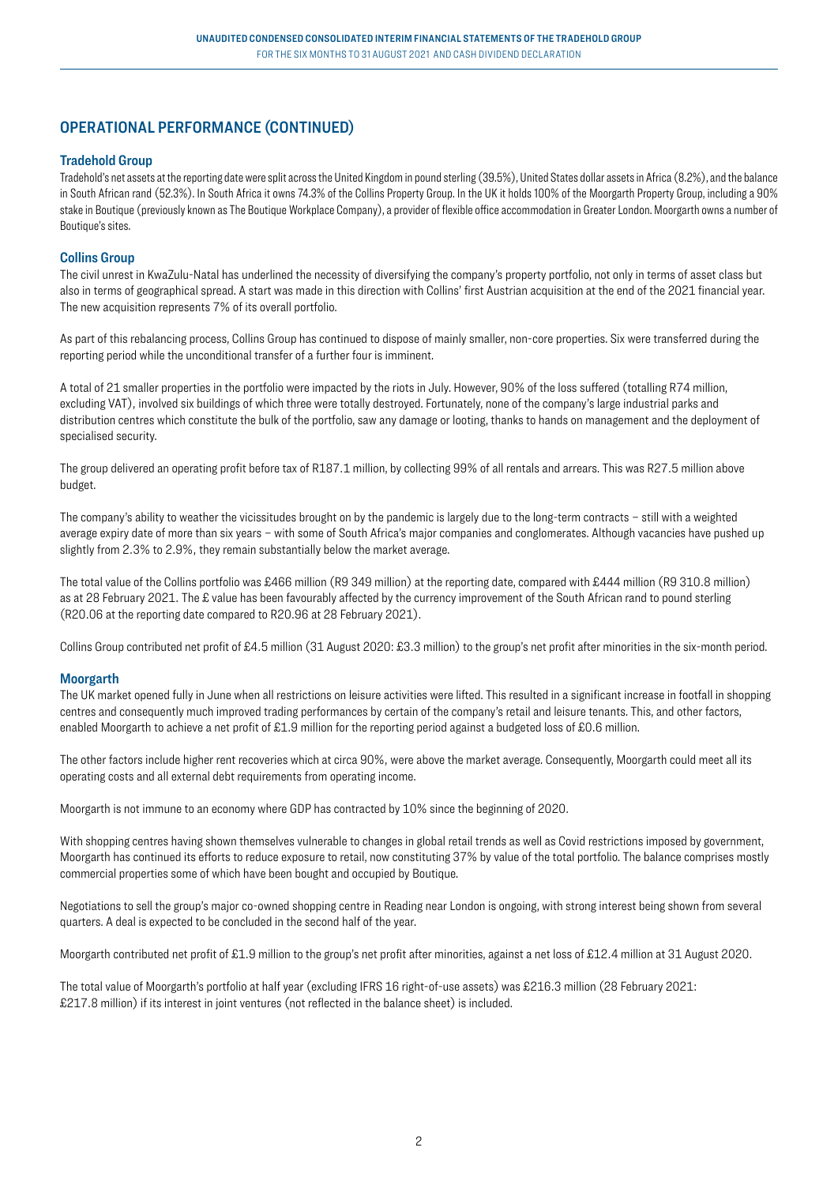## OPERATIONAL PERFORMANCE (CONTINUED)

### Tradehold Group

Tradehold's net assets at the reporting date were split across the United Kingdom in pound sterling (39.5%), United States dollar assets in Africa (8.2%), and the balance in South African rand (52.3%). In South Africa it owns 74.3% of the Collins Property Group. In the UK it holds 100% of the Moorgarth Property Group, including a 90% stake in Boutique (previously known as The Boutique Workplace Company), a provider of flexible office accommodation in Greater London. Moorgarth owns a number of Boutique's sites.

### Collins Group

The civil unrest in KwaZulu-Natal has underlined the necessity of diversifying the company's property portfolio, not only in terms of asset class but also in terms of geographical spread. A start was made in this direction with Collins' first Austrian acquisition at the end of the 2021 financial year. The new acquisition represents 7% of its overall portfolio.

As part of this rebalancing process, Collins Group has continued to dispose of mainly smaller, non-core properties. Six were transferred during the reporting period while the unconditional transfer of a further four is imminent.

A total of 21 smaller properties in the portfolio were impacted by the riots in July. However, 90% of the loss suffered (totalling R74 million, excluding VAT), involved six buildings of which three were totally destroyed. Fortunately, none of the company's large industrial parks and distribution centres which constitute the bulk of the portfolio, saw any damage or looting, thanks to hands on management and the deployment of specialised security.

The group delivered an operating profit before tax of R187.1 million, by collecting 99% of all rentals and arrears. This was R27.5 million above budget.

The company's ability to weather the vicissitudes brought on by the pandemic is largely due to the long-term contracts – still with a weighted average expiry date of more than six years – with some of South Africa's major companies and conglomerates. Although vacancies have pushed up slightly from 2.3% to 2.9%, they remain substantially below the market average.

The total value of the Collins portfolio was £466 million (R9 349 million) at the reporting date, compared with £444 million (R9 310.8 million) as at 28 February 2021. The £ value has been favourably affected by the currency improvement of the South African rand to pound sterling (R20.06 at the reporting date compared to R20.96 at 28 February 2021).

Collins Group contributed net profit of £4.5 million (31 August 2020: £3.3 million) to the group's net profit after minorities in the six-month period.

### Moorgarth

The UK market opened fully in June when all restrictions on leisure activities were lifted. This resulted in a significant increase in footfall in shopping centres and consequently much improved trading performances by certain of the company's retail and leisure tenants. This, and other factors, enabled Moorgarth to achieve a net profit of £1.9 million for the reporting period against a budgeted loss of £0.6 million.

The other factors include higher rent recoveries which at circa 90%, were above the market average. Consequently, Moorgarth could meet all its operating costs and all external debt requirements from operating income.

Moorgarth is not immune to an economy where GDP has contracted by 10% since the beginning of 2020.

With shopping centres having shown themselves vulnerable to changes in global retail trends as well as Covid restrictions imposed by government, Moorgarth has continued its efforts to reduce exposure to retail, now constituting 37% by value of the total portfolio. The balance comprises mostly commercial properties some of which have been bought and occupied by Boutique.

Negotiations to sell the group's major co-owned shopping centre in Reading near London is ongoing, with strong interest being shown from several quarters. A deal is expected to be concluded in the second half of the year.

Moorgarth contributed net profit of £1.9 million to the group's net profit after minorities, against a net loss of £12.4 million at 31 August 2020.

The total value of Moorgarth's portfolio at half year (excluding IFRS 16 right-of-use assets) was £216.3 million (28 February 2021: £217.8 million) if its interest in joint ventures (not reflected in the balance sheet) is included.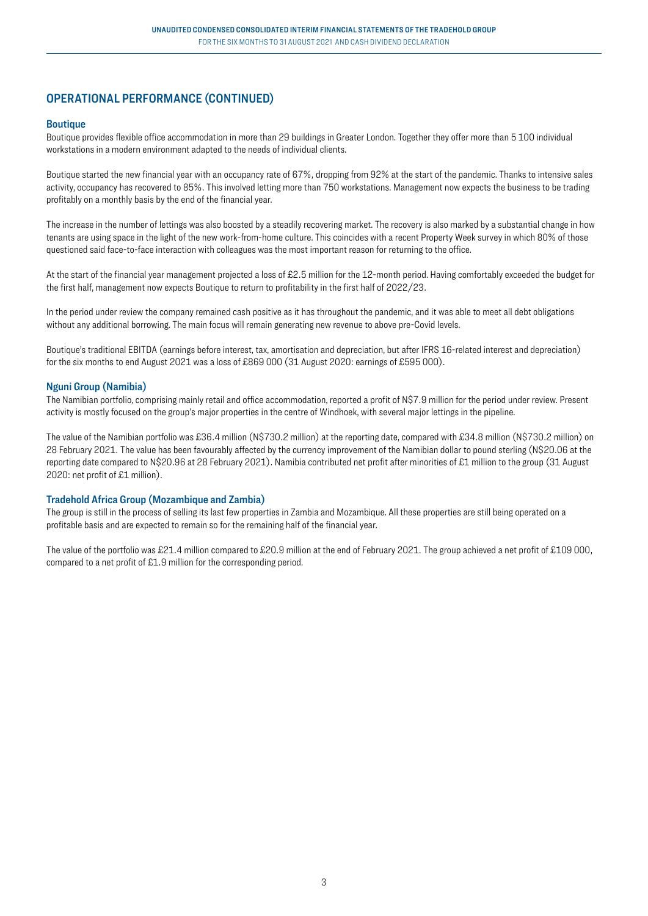## OPERATIONAL PERFORMANCE (CONTINUED)

### Boutique

Boutique provides flexible office accommodation in more than 29 buildings in Greater London. Together they offer more than 5 100 individual workstations in a modern environment adapted to the needs of individual clients.

Boutique started the new financial year with an occupancy rate of 67%, dropping from 92% at the start of the pandemic. Thanks to intensive sales activity, occupancy has recovered to 85%. This involved letting more than 750 workstations. Management now expects the business to be trading profitably on a monthly basis by the end of the financial year.

The increase in the number of lettings was also boosted by a steadily recovering market. The recovery is also marked by a substantial change in how tenants are using space in the light of the new work-from-home culture. This coincides with a recent Property Week survey in which 80% of those questioned said face-to-face interaction with colleagues was the most important reason for returning to the office.

At the start of the financial year management projected a loss of £2.5 million for the 12-month period. Having comfortably exceeded the budget for the first half, management now expects Boutique to return to profitability in the first half of 2022/23.

In the period under review the company remained cash positive as it has throughout the pandemic, and it was able to meet all debt obligations without any additional borrowing. The main focus will remain generating new revenue to above pre-Covid levels.

Boutique's traditional EBITDA (earnings before interest, tax, amortisation and depreciation, but after IFRS 16-related interest and depreciation) for the six months to end August 2021 was a loss of £869 000 (31 August 2020: earnings of £595 000).

### Nguni Group (Namibia)

The Namibian portfolio, comprising mainly retail and office accommodation, reported a profit of N$7.9 million for the period under review. Present activity is mostly focused on the group's major properties in the centre of Windhoek, with several major lettings in the pipeline.

The value of the Namibian portfolio was £36.4 million (N$730.2 million) at the reporting date, compared with £34.8 million (N$730.2 million) on 28 February 2021. The value has been favourably affected by the currency improvement of the Namibian dollar to pound sterling (N$20.06 at the reporting date compared to N$20.96 at 28 February 2021). Namibia contributed net profit after minorities of £1 million to the group (31 August 2020: net profit of £1 million).

### Tradehold Africa Group (Mozambique and Zambia)

The group is still in the process of selling its last few properties in Zambia and Mozambique. All these properties are still being operated on a profitable basis and are expected to remain so for the remaining half of the financial year.

The value of the portfolio was £21.4 million compared to £20.9 million at the end of February 2021. The group achieved a net profit of £109 000, compared to a net profit of £1.9 million for the corresponding period.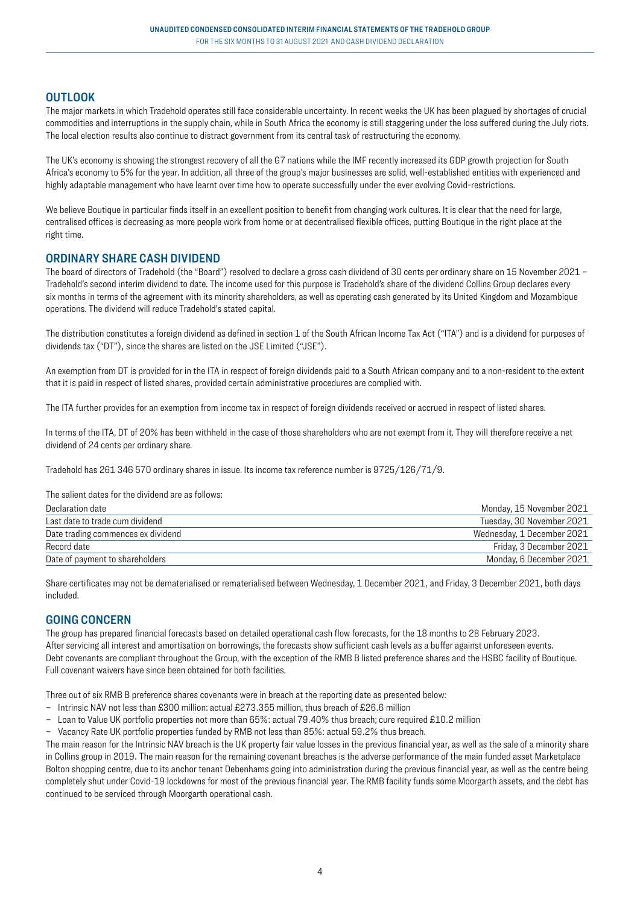## OUTLOOK

The major markets in which Tradehold operates still face considerable uncertainty. In recent weeks the UK has been plagued by shortages of crucial commodities and interruptions in the supply chain, while in South Africa the economy is still staggering under the loss suffered during the July riots. The local election results also continue to distract government from its central task of restructuring the economy.

The UK's economy is showing the strongest recovery of all the G7 nations while the IMF recently increased its GDP growth projection for South Africa's economy to 5% for the year. In addition, all three of the group's major businesses are solid, well-established entities with experienced and highly adaptable management who have learnt over time how to operate successfully under the ever evolving Covid-restrictions.

We believe Boutique in particular finds itself in an excellent position to benefit from changing work cultures. It is clear that the need for large, centralised offices is decreasing as more people work from home or at decentralised flexible offices, putting Boutique in the right place at the right time.

## ORDINARY SHARE CASH DIVIDEND

The board of directors of Tradehold (the "Board") resolved to declare a gross cash dividend of 30 cents per ordinary share on 15 November 2021 – Tradehold's second interim dividend to date. The income used for this purpose is Tradehold's share of the dividend Collins Group declares every six months in terms of the agreement with its minority shareholders, as well as operating cash generated by its United Kingdom and Mozambique operations. The dividend will reduce Tradehold's stated capital.

The distribution constitutes a foreign dividend as defined in section 1 of the South African Income Tax Act ("ITA") and is a dividend for purposes of dividends tax ("DT"), since the shares are listed on the JSE Limited ("JSE").

An exemption from DT is provided for in the ITA in respect of foreign dividends paid to a South African company and to a non-resident to the extent that it is paid in respect of listed shares, provided certain administrative procedures are complied with.

The ITA further provides for an exemption from income tax in respect of foreign dividends received or accrued in respect of listed shares.

In terms of the ITA, DT of 20% has been withheld in the case of those shareholders who are not exempt from it. They will therefore receive a net dividend of 24 cents per ordinary share.

Tradehold has 261 346 570 ordinary shares in issue. Its income tax reference number is 9725/126/71/9.

The salient dates for the dividend are as follows:

| | |
|---|---|
| Declaration date | Monday, 15 November 2021 |
| Last date to trade cum dividend | Tuesday, 30 November 2021 |
| Date trading commences ex dividend | Wednesday, 1 December 2021 |
| Record date | Friday, 3 December 2021 |
| Date of payment to shareholders | Monday, 6 December 2021 |

Share certificates may not be dematerialised or rematerialised between Wednesday, 1 December 2021, and Friday, 3 December 2021, both days included.

## GOING CONCERN

The group has prepared financial forecasts based on detailed operational cash flow forecasts, for the 18 months to 28 February 2023. After servicing all interest and amortisation on borrowings, the forecasts show sufficient cash levels as a buffer against unforeseen events. Debt covenants are compliant throughout the Group, with the exception of the RMB B listed preference shares and the HSBC facility of Boutique. Full covenant waivers have since been obtained for both facilities.

Three out of six RMB B preference shares covenants were in breach at the reporting date as presented below:

- Intrinsic NAV not less than £300 million: actual £273.355 million, thus breach of £26.6 million
- Loan to Value UK portfolio properties not more than 65%: actual 79.40% thus breach; cure required £10.2 million
- Vacancy Rate UK portfolio properties funded by RMB not less than 85%: actual 59.2% thus breach.

The main reason for the Intrinsic NAV breach is the UK property fair value losses in the previous financial year, as well as the sale of a minority share in Collins group in 2019. The main reason for the remaining covenant breaches is the adverse performance of the main funded asset Marketplace Bolton shopping centre, due to its anchor tenant Debenhams going into administration during the previous financial year, as well as the centre being completely shut under Covid-19 lockdowns for most of the previous financial year. The RMB facility funds some Moorgarth assets, and the debt has continued to be serviced through Moorgarth operational cash.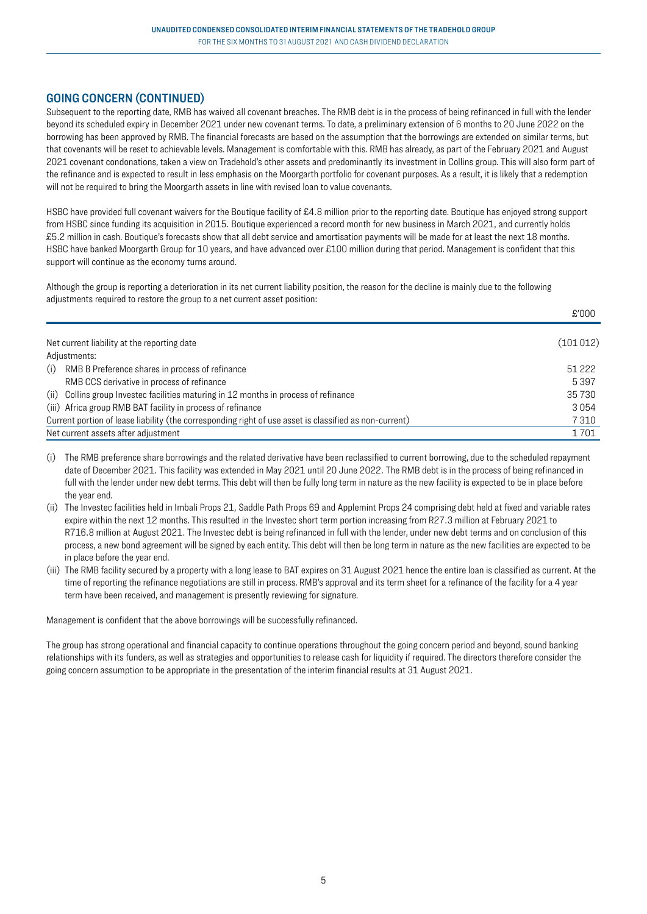## GOING CONCERN (CONTINUED)

Subsequent to the reporting date, RMB has waived all covenant breaches. The RMB debt is in the process of being refinanced in full with the lender beyond its scheduled expiry in December 2021 under new covenant terms. To date, a preliminary extension of 6 months to 20 June 2022 on the borrowing has been approved by RMB. The financial forecasts are based on the assumption that the borrowings are extended on similar terms, but that covenants will be reset to achievable levels. Management is comfortable with this. RMB has already, as part of the February 2021 and August 2021 covenant condonations, taken a view on Tradehold's other assets and predominantly its investment in Collins group. This will also form part of the refinance and is expected to result in less emphasis on the Moorgarth portfolio for covenant purposes. As a result, it is likely that a redemption will not be required to bring the Moorgarth assets in line with revised loan to value covenants.

HSBC have provided full covenant waivers for the Boutique facility of £4.8 million prior to the reporting date. Boutique has enjoyed strong support from HSBC since funding its acquisition in 2015. Boutique experienced a record month for new business in March 2021, and currently holds £5.2 million in cash. Boutique's forecasts show that all debt service and amortisation payments will be made for at least the next 18 months. HSBC have banked Moorgarth Group for 10 years, and have advanced over £100 million during that period. Management is confident that this support will continue as the economy turns around.

Although the group is reporting a deterioration in its net current liability position, the reason for the decline is mainly due to the following adjustments required to restore the group to a net current asset position:

| | £'000 |
|---|---|
| Net current liability at the reporting date | (101 012) |
| Adjustments: | |
| (i) RMB B Preference shares in process of refinance | 51 222 |
| RMB CCS derivative in process of refinance | 5 397 |
| (ii) Collins group Investec facilities maturing in 12 months in process of refinance | 35 730 |
| (iii) Africa group RMB BAT facility in process of refinance | 3 054 |
| Current portion of lease liability (the corresponding right of use asset is classified as non-current) | 7 310 |
| Net current assets after adjustment | 1 701 |

(i) The RMB preference share borrowings and the related derivative have been reclassified to current borrowing, due to the scheduled repayment date of December 2021. This facility was extended in May 2021 until 20 June 2022. The RMB debt is in the process of being refinanced in full with the lender under new debt terms. This debt will then be fully long term in nature as the new facility is expected to be in place before the year end.

(ii) The Investec facilities held in Imbali Props 21, Saddle Path Props 69 and Applemint Props 24 comprising debt held at fixed and variable rates expire within the next 12 months. This resulted in the Investec short term portion increasing from R27.3 million at February 2021 to R716.8 million at August 2021. The Investec debt is being refinanced in full with the lender, under new debt terms and on conclusion of this process, a new bond agreement will be signed by each entity. This debt will then be long term in nature as the new facilities are expected to be in place before the year end.

(iii) The RMB facility secured by a property with a long lease to BAT expires on 31 August 2021 hence the entire loan is classified as current. At the time of reporting the refinance negotiations are still in process. RMB's approval and its term sheet for a refinance of the facility for a 4 year term have been received, and management is presently reviewing for signature.

Management is confident that the above borrowings will be successfully refinanced.

The group has strong operational and financial capacity to continue operations throughout the going concern period and beyond, sound banking relationships with its funders, as well as strategies and opportunities to release cash for liquidity if required. The directors therefore consider the going concern assumption to be appropriate in the presentation of the interim financial results at 31 August 2021.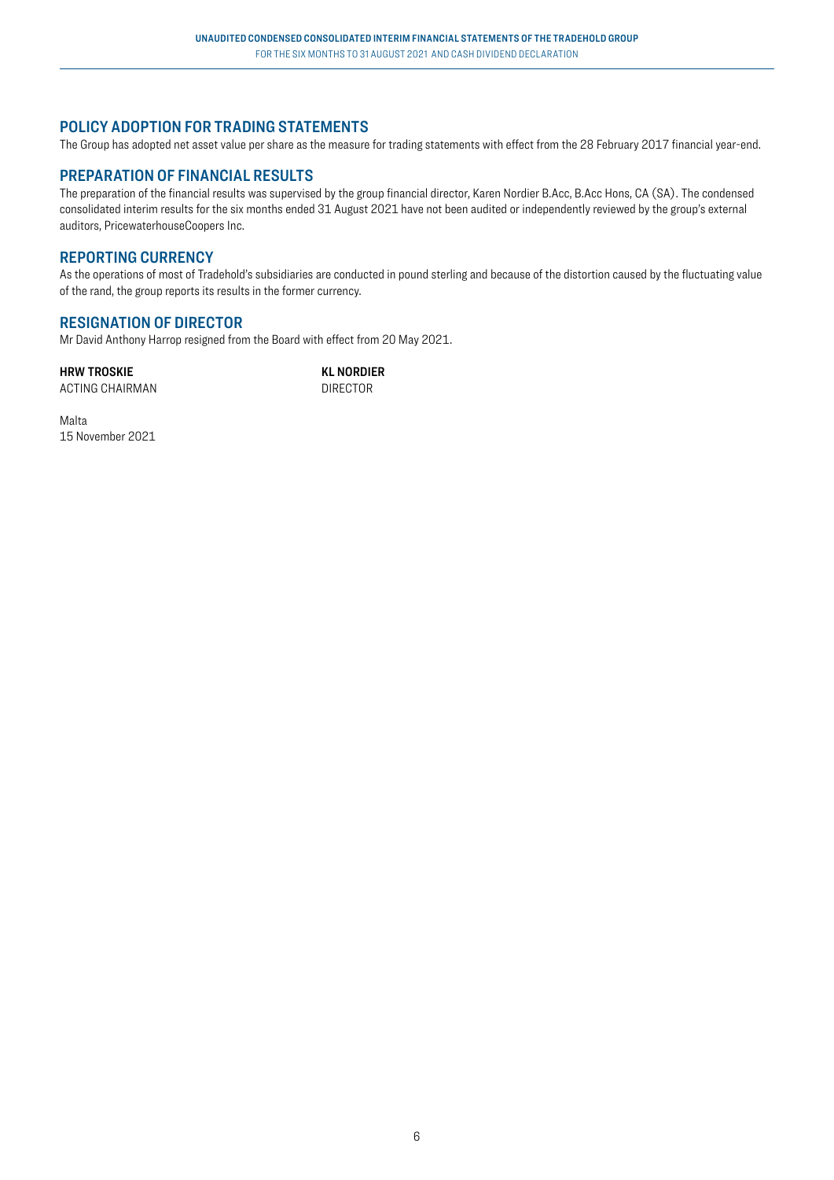## POLICY ADOPTION FOR TRADING STATEMENTS

The Group has adopted net asset value per share as the measure for trading statements with effect from the 28 February 2017 financial year-end.

## PREPARATION OF FINANCIAL RESULTS

The preparation of the financial results was supervised by the group financial director, Karen Nordier B.Acc, B.Acc Hons, CA (SA). The condensed consolidated interim results for the six months ended 31 August 2021 have not been audited or independently reviewed by the group's external auditors, PricewaterhouseCoopers Inc.

## REPORTING CURRENCY

As the operations of most of Tradehold's subsidiaries are conducted in pound sterling and because of the distortion caused by the fluctuating value of the rand, the group reports its results in the former currency.

## RESIGNATION OF DIRECTOR

Mr David Anthony Harrop resigned from the Board with effect from 20 May 2021.

**HRW TROSKIE**
ACTING CHAIRMAN

**KL NORDIER**
DIRECTOR

Malta
15 November 2021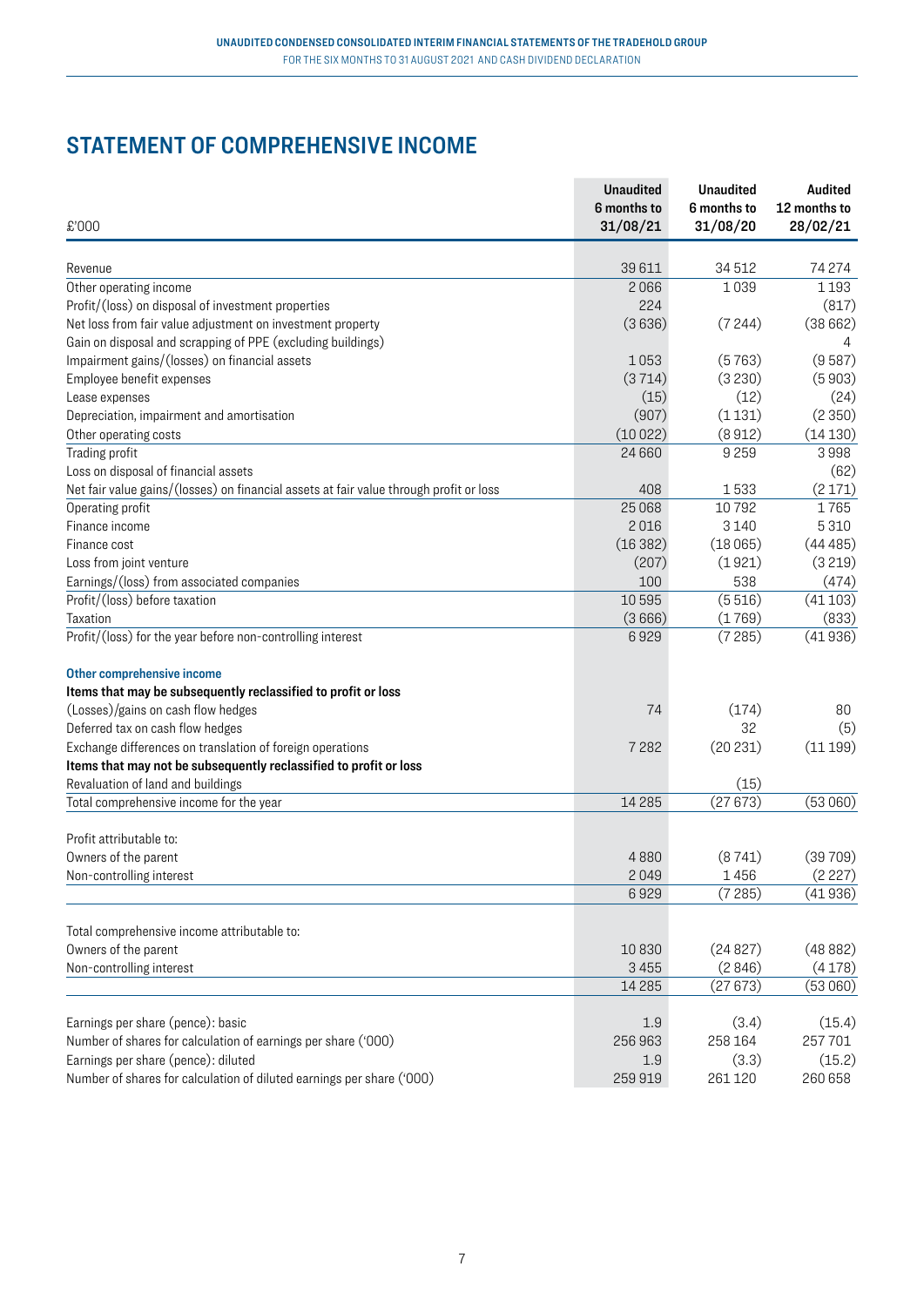# STATEMENT OF COMPREHENSIVE INCOME

| £'000 | Unaudited 6 months to 31/08/21 | Unaudited 6 months to 31/08/20 | Audited 12 months to 28/02/21 |
|---|---|---|---|
| Revenue | 39 611 | 34 512 | 74 274 |
| Other operating income | 2 066 | 1 039 | 1 193 |
| Profit/(loss) on disposal of investment properties | 224 | | (817) |
| Net loss from fair value adjustment on investment property | (3 636) | (7 244) | (38 662) |
| Gain on disposal and scrapping of PPE (excluding buildings) | | | 4 |
| Impairment gains/(losses) on financial assets | 1 053 | (5 763) | (9 587) |
| Employee benefit expenses | (3 714) | (3 230) | (5 903) |
| Lease expenses | (15) | (12) | (24) |
| Depreciation, impairment and amortisation | (907) | (1 131) | (2 350) |
| Other operating costs | (10 022) | (8 912) | (14 130) |
| Trading profit | 24 660 | 9 259 | 3 998 |
| Loss on disposal of financial assets | | | (62) |
| Net fair value gains/(losses) on financial assets at fair value through profit or loss | 408 | 1 533 | (2 171) |
| Operating profit | 25 068 | 10 792 | 1 765 |
| Finance income | 2 016 | 3 140 | 5 310 |
| Finance cost | (16 382) | (18 065) | (44 485) |
| Loss from joint venture | (207) | (1 921) | (3 219) |
| Earnings/(loss) from associated companies | 100 | 538 | (474) |
| Profit/(loss) before taxation | 10 595 | (5 516) | (41 103) |
| Taxation | (3 666) | (1 769) | (833) |
| Profit/(loss) for the year before non-controlling interest | 6 929 | (7 285) | (41 936) |
| **Other comprehensive income** | | | |
| **Items that may be subsequently reclassified to profit or loss** | | | |
| (Losses)/gains on cash flow hedges | 74 | (174) | 80 |
| Deferred tax on cash flow hedges | | 32 | (5) |
| Exchange differences on translation of foreign operations | 7 282 | (20 231) | (11 199) |
| **Items that may not be subsequently reclassified to profit or loss** | | | |
| Revaluation of land and buildings | | (15) | |
| Total comprehensive income for the year | 14 285 | (27 673) | (53 060) |
| Profit attributable to: | | | |
| Owners of the parent | 4 880 | (8 741) | (39 709) |
| Non-controlling interest | 2 049 | 1 456 | (2 227) |
| | 6 929 | (7 285) | (41 936) |
| Total comprehensive income attributable to: | | | |
| Owners of the parent | 10 830 | (24 827) | (48 882) |
| Non-controlling interest | 3 455 | (2 846) | (4 178) |
| | 14 285 | (27 673) | (53 060) |
| Earnings per share (pence): basic | 1.9 | (3.4) | (15.4) |
| Number of shares for calculation of earnings per share ('000) | 256 963 | 258 164 | 257 701 |
| Earnings per share (pence): diluted | 1.9 | (3.3) | (15.2) |
| Number of shares for calculation of diluted earnings per share ('000) | 259 919 | 261 120 | 260 658 |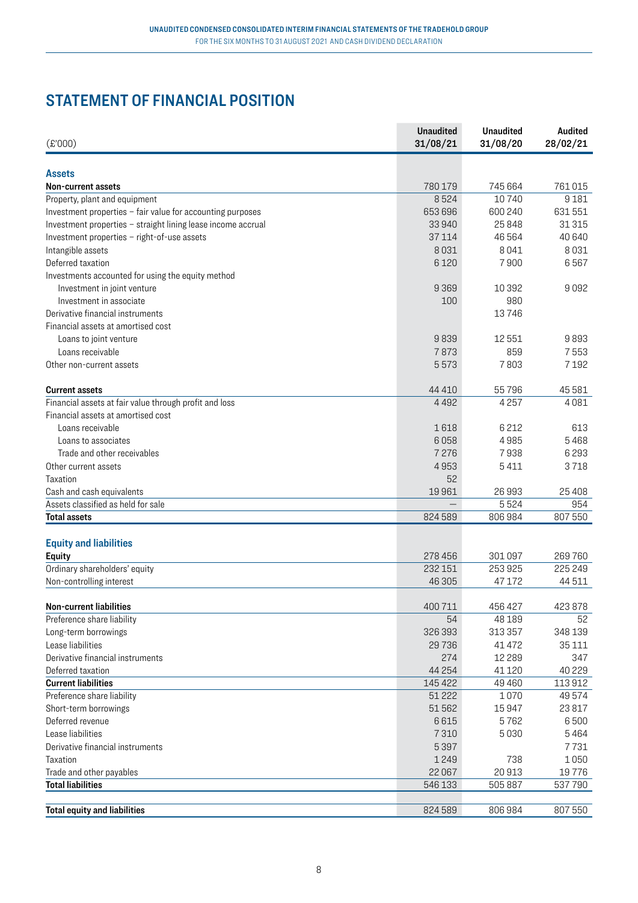# STATEMENT OF FINANCIAL POSITION

| (£'000) | Unaudited 31/08/21 | Unaudited 31/08/20 | Audited 28/02/21 |
|---|---|---|---|
| **Assets** | | | |
| **Non-current assets** | 780 179 | 745 664 | 761 015 |
| Property, plant and equipment | 8 524 | 10 740 | 9 181 |
| Investment properties – fair value for accounting purposes | 653 696 | 600 240 | 631 551 |
| Investment properties – straight lining lease income accrual | 33 940 | 25 848 | 31 315 |
| Investment properties – right-of-use assets | 37 114 | 46 564 | 40 640 |
| Intangible assets | 8 031 | 8 041 | 8 031 |
| Deferred taxation | 6 120 | 7 900 | 6 567 |
| Investments accounted for using the equity method | | | |
| Investment in joint venture | 9 369 | 10 392 | 9 092 |
| Investment in associate | 100 | 980 | |
| Derivative financial instruments | | 13 746 | |
| Financial assets at amortised cost | | | |
| Loans to joint venture | 9 839 | 12 551 | 9 893 |
| Loans receivable | 7 873 | 859 | 7 553 |
| Other non-current assets | 5 573 | 7 803 | 7 192 |
| **Current assets** | 44 410 | 55 796 | 45 581 |
| Financial assets at fair value through profit and loss | 4 492 | 4 257 | 4 081 |
| Financial assets at amortised cost | | | |
| Loans receivable | 1 618 | 6 212 | 613 |
| Loans to associates | 6 058 | 4 985 | 5 468 |
| Trade and other receivables | 7 276 | 7 938 | 6 293 |
| Other current assets | 4 953 | 5 411 | 3 718 |
| Taxation | 52 | | |
| Cash and cash equivalents | 19 961 | 26 993 | 25 408 |
| Assets classified as held for sale | — | 5 524 | 954 |
| **Total assets** | 824 589 | 806 984 | 807 550 |
| **Equity and liabilities** | | | |
| **Equity** | 278 456 | 301 097 | 269 760 |
| Ordinary shareholders' equity | 232 151 | 253 925 | 225 249 |
| Non-controlling interest | 46 305 | 47 172 | 44 511 |
| **Non-current liabilities** | 400 711 | 456 427 | 423 878 |
| Preference share liability | 54 | 48 189 | 52 |
| Long-term borrowings | 326 393 | 313 357 | 348 139 |
| Lease liabilities | 29 736 | 41 472 | 35 111 |
| Derivative financial instruments | 274 | 12 289 | 347 |
| Deferred taxation | 44 254 | 41 120 | 40 229 |
| **Current liabilities** | 145 422 | 49 460 | 113 912 |
| Preference share liability | 51 222 | 1 070 | 49 574 |
| Short-term borrowings | 51 562 | 15 947 | 23 817 |
| Deferred revenue | 6 615 | 5 762 | 6 500 |
| Lease liabilities | 7 310 | 5 030 | 5 464 |
| Derivative financial instruments | 5 397 | | 7 731 |
| Taxation | 1 249 | 738 | 1 050 |
| Trade and other payables | 22 067 | 20 913 | 19 776 |
| **Total liabilities** | 546 133 | 505 887 | 537 790 |
| **Total equity and liabilities** | 824 589 | 806 984 | 807 550 |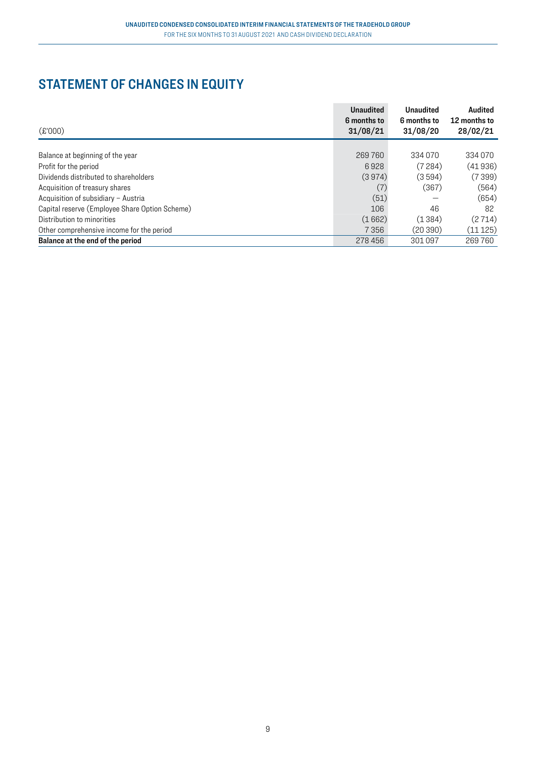## STATEMENT OF CHANGES IN EQUITY

| (£'000) | Unaudited 6 months to 31/08/21 | Unaudited 6 months to 31/08/20 | Audited 12 months to 28/02/21 |
|---|---|---|---|
| Balance at beginning of the year | 269 760 | 334 070 | 334 070 |
| Profit for the period | 6 928 | (7 284) | (41 936) |
| Dividends distributed to shareholders | (3 974) | (3 594) | (7 399) |
| Acquisition of treasury shares | (7) | (367) | (564) |
| Acquisition of subsidiary – Austria | (51) | — | (654) |
| Capital reserve (Employee Share Option Scheme) | 106 | 46 | 82 |
| Distribution to minorities | (1 662) | (1 384) | (2 714) |
| Other comprehensive income for the period | 7 356 | (20 390) | (11 125) |
| **Balance at the end of the period** | 278 456 | 301 097 | 269 760 |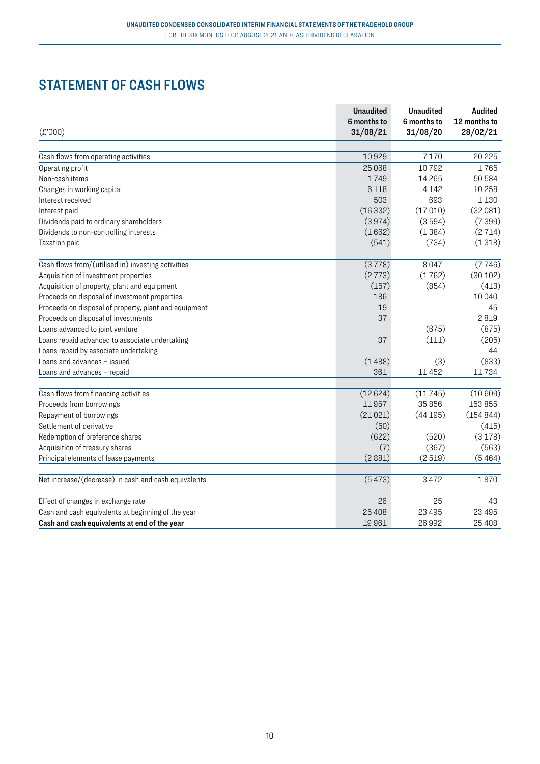## STATEMENT OF CASH FLOWS

| (£'000) | Unaudited 6 months to 31/08/21 | Unaudited 6 months to 31/08/20 | Audited 12 months to 28/02/21 |
|---|---|---|---|
| Cash flows from operating activities | 10 929 | 7 170 | 20 225 |
| Operating profit | 25 068 | 10 792 | 1 765 |
| Non-cash items | 1 749 | 14 265 | 50 584 |
| Changes in working capital | 6 118 | 4 142 | 10 258 |
| Interest received | 503 | 693 | 1 130 |
| Interest paid | (16 332) | (17 010) | (32 081) |
| Dividends paid to ordinary shareholders | (3 974) | (3 594) | (7 399) |
| Dividends to non-controlling interests | (1 662) | (1 384) | (2 714) |
| Taxation paid | (541) | (734) | (1 318) |
| Cash flows from/(utilised in) investing activities | (3 778) | 8 047 | (7 746) |
| Acquisition of investment properties | (2 773) | (1 762) | (30 102) |
| Acquisition of property, plant and equipment | (157) | (854) | (413) |
| Proceeds on disposal of investment properties | 186 | | 10 040 |
| Proceeds on disposal of property, plant and equipment | 19 | | 45 |
| Proceeds on disposal of investments | 37 | | 2 819 |
| Loans advanced to joint venture | | (675) | (875) |
| Loans repaid advanced to associate undertaking | 37 | (111) | (205) |
| Loans repaid by associate undertaking | | | 44 |
| Loans and advances – issued | (1 488) | (3) | (833) |
| Loans and advances – repaid | 361 | 11 452 | 11 734 |
| Cash flows from financing activities | (12 624) | (11 745) | (10 609) |
| Proceeds from borrowings | 11 957 | 35 856 | 153 855 |
| Repayment of borrowings | (21 021) | (44 195) | (154 844) |
| Settlement of derivative | (50) | | (415) |
| Redemption of preference shares | (622) | (520) | (3 178) |
| Acquisition of treasury shares | (7) | (367) | (563) |
| Principal elements of lease payments | (2 881) | (2 519) | (5 464) |
| Net increase/(decrease) in cash and cash equivalents | (5 473) | 3 472 | 1 870 |
| Effect of changes in exchange rate | 26 | 25 | 43 |
| Cash and cash equivalents at beginning of the year | 25 408 | 23 495 | 23 495 |
| **Cash and cash equivalents at end of the year** | **19 961** | **26 992** | **25 408** |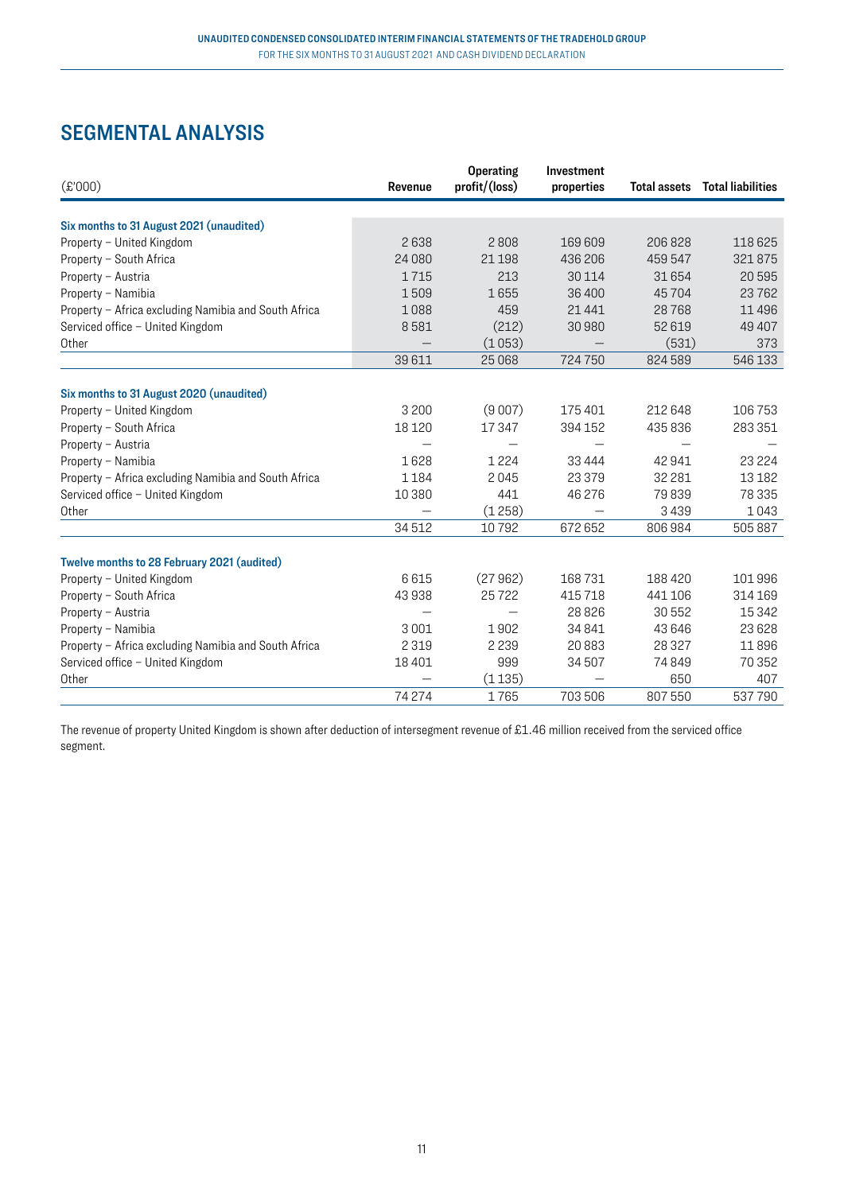## SEGMENTAL ANALYSIS

| (£'000) | Revenue | Operating profit/(loss) | Investment properties | Total assets | Total liabilities |
|---|---|---|---|---|---|
| **Six months to 31 August 2021 (unaudited)** | | | | | |
| Property – United Kingdom | 2 638 | 2 808 | 169 609 | 206 828 | 118 625 |
| Property – South Africa | 24 080 | 21 198 | 436 206 | 459 547 | 321 875 |
| Property – Austria | 1 715 | 213 | 30 114 | 31 654 | 20 595 |
| Property – Namibia | 1 509 | 1 655 | 36 400 | 45 704 | 23 762 |
| Property – Africa excluding Namibia and South Africa | 1 088 | 459 | 21 441 | 28 768 | 11 496 |
| Serviced office – United Kingdom | 8 581 | (212) | 30 980 | 52 619 | 49 407 |
| Other | – | (1 053) | – | (531) | 373 |
| | 39 611 | 25 068 | 724 750 | 824 589 | 546 133 |
| **Six months to 31 August 2020 (unaudited)** | | | | | |
| Property – United Kingdom | 3 200 | (9 007) | 175 401 | 212 648 | 106 753 |
| Property – South Africa | 18 120 | 17 347 | 394 152 | 435 836 | 283 351 |
| Property – Austria | – | – | – | – | – |
| Property – Namibia | 1 628 | 1 224 | 33 444 | 42 941 | 23 224 |
| Property – Africa excluding Namibia and South Africa | 1 184 | 2 045 | 23 379 | 32 281 | 13 182 |
| Serviced office – United Kingdom | 10 380 | 441 | 46 276 | 79 839 | 78 335 |
| Other | – | (1 258) | – | 3 439 | 1 043 |
| | 34 512 | 10 792 | 672 652 | 806 984 | 505 887 |
| **Twelve months to 28 February 2021 (audited)** | | | | | |
| Property – United Kingdom | 6 615 | (27 962) | 168 731 | 188 420 | 101 996 |
| Property – South Africa | 43 938 | 25 722 | 415 718 | 441 106 | 314 169 |
| Property – Austria | – | – | 28 826 | 30 552 | 15 342 |
| Property – Namibia | 3 001 | 1 902 | 34 841 | 43 646 | 23 628 |
| Property – Africa excluding Namibia and South Africa | 2 319 | 2 239 | 20 883 | 28 327 | 11 896 |
| Serviced office – United Kingdom | 18 401 | 999 | 34 507 | 74 849 | 70 352 |
| Other | – | (1 135) | – | 650 | 407 |
| | 74 274 | 1 765 | 703 506 | 807 550 | 537 790 |

The revenue of property United Kingdom is shown after deduction of intersegment revenue of £1.46 million received from the serviced office segment.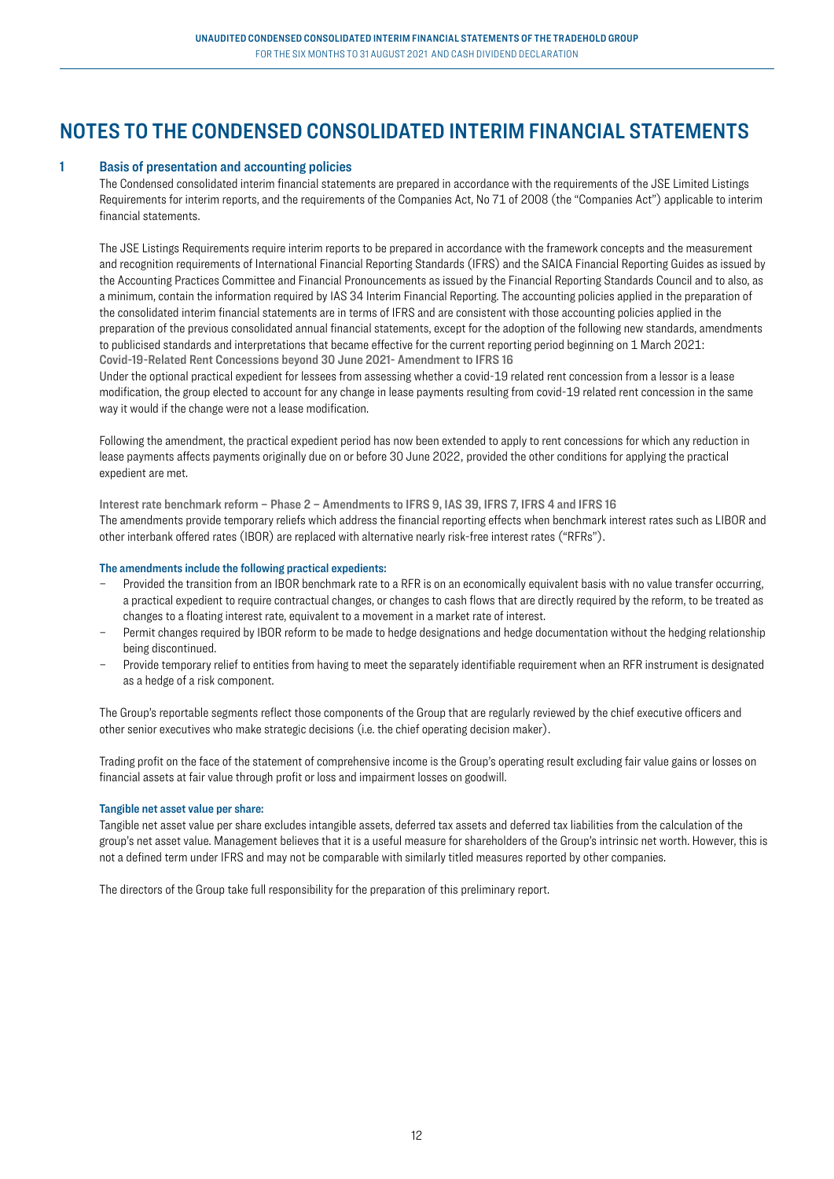# NOTES TO THE CONDENSED CONSOLIDATED INTERIM FINANCIAL STATEMENTS

## 1 Basis of presentation and accounting policies

The Condensed consolidated interim financial statements are prepared in accordance with the requirements of the JSE Limited Listings Requirements for interim reports, and the requirements of the Companies Act, No 71 of 2008 (the "Companies Act") applicable to interim financial statements.

The JSE Listings Requirements require interim reports to be prepared in accordance with the framework concepts and the measurement and recognition requirements of International Financial Reporting Standards (IFRS) and the SAICA Financial Reporting Guides as issued by the Accounting Practices Committee and Financial Pronouncements as issued by the Financial Reporting Standards Council and to also, as a minimum, contain the information required by IAS 34 Interim Financial Reporting. The accounting policies applied in the preparation of the consolidated interim financial statements are in terms of IFRS and are consistent with those accounting policies applied in the preparation of the previous consolidated annual financial statements, except for the adoption of the following new standards, amendments to publicised standards and interpretations that became effective for the current reporting period beginning on 1 March 2021:

**Covid-19-Related Rent Concessions beyond 30 June 2021- Amendment to IFRS 16**

Under the optional practical expedient for lessees from assessing whether a covid-19 related rent concession from a lessor is a lease modification, the group elected to account for any change in lease payments resulting from covid-19 related rent concession in the same way it would if the change were not a lease modification.

Following the amendment, the practical expedient period has now been extended to apply to rent concessions for which any reduction in lease payments affects payments originally due on or before 30 June 2022, provided the other conditions for applying the practical expedient are met.

**Interest rate benchmark reform – Phase 2 – Amendments to IFRS 9, IAS 39, IFRS 7, IFRS 4 and IFRS 16**

The amendments provide temporary reliefs which address the financial reporting effects when benchmark interest rates such as LIBOR and other interbank offered rates (IBOR) are replaced with alternative nearly risk-free interest rates ("RFRs").

**The amendments include the following practical expedients:**

- Provided the transition from an IBOR benchmark rate to a RFR is on an economically equivalent basis with no value transfer occurring, a practical expedient to require contractual changes, or changes to cash flows that are directly required by the reform, to be treated as changes to a floating interest rate, equivalent to a movement in a market rate of interest.
- Permit changes required by IBOR reform to be made to hedge designations and hedge documentation without the hedging relationship being discontinued.
- Provide temporary relief to entities from having to meet the separately identifiable requirement when an RFR instrument is designated as a hedge of a risk component.

The Group's reportable segments reflect those components of the Group that are regularly reviewed by the chief executive officers and other senior executives who make strategic decisions (i.e. the chief operating decision maker).

Trading profit on the face of the statement of comprehensive income is the Group's operating result excluding fair value gains or losses on financial assets at fair value through profit or loss and impairment losses on goodwill.

**Tangible net asset value per share:**

Tangible net asset value per share excludes intangible assets, deferred tax assets and deferred tax liabilities from the calculation of the group's net asset value. Management believes that it is a useful measure for shareholders of the Group's intrinsic net worth. However, this is not a defined term under IFRS and may not be comparable with similarly titled measures reported by other companies.

The directors of the Group take full responsibility for the preparation of this preliminary report.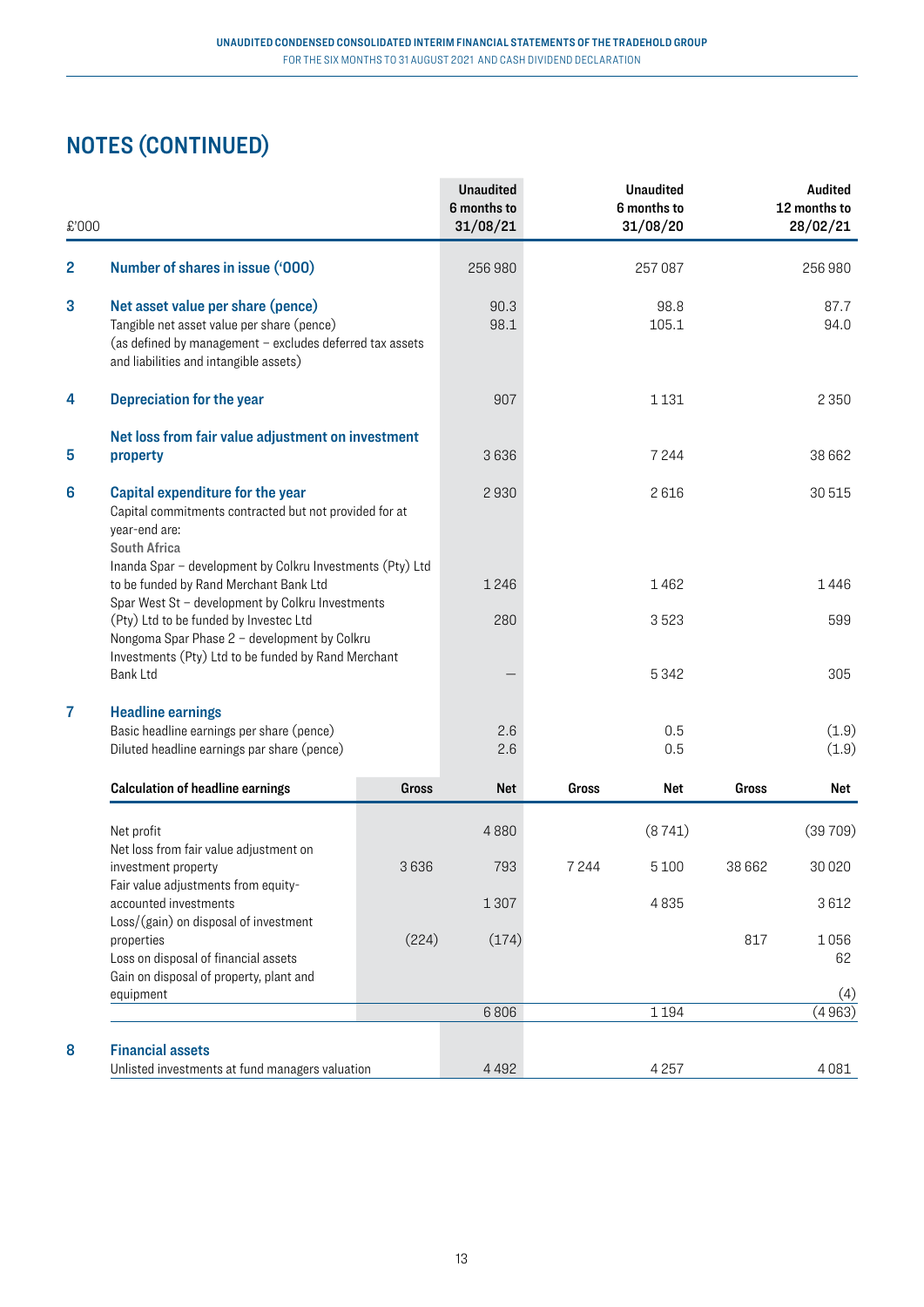## NOTES (CONTINUED)

| £'000 | | Unaudited 6 months to 31/08/21 | Unaudited 6 months to 31/08/20 | Audited 12 months to 28/02/21 |
|---|---|---|---|---|
| **2** | **Number of shares in issue ('000)** | 256 980 | 257 087 | 256 980 |
| **3** | **Net asset value per share (pence)** | 90.3 | 98.8 | 87.7 |
| | Tangible net asset value per share (pence) (as defined by management – excludes deferred tax assets and liabilities and intangible assets) | 98.1 | 105.1 | 94.0 |
| **4** | **Depreciation for the year** | 907 | 1 131 | 2 350 |
| **5** | **Net loss from fair value adjustment on investment property** | 3 636 | 7 244 | 38 662 |
| **6** | **Capital expenditure for the year** | 2 930 | 2 616 | 30 515 |
| | Capital commitments contracted but not provided for at year-end are: | | | |
| | South Africa | | | |
| | Inanda Spar – development by Colkru Investments (Pty) Ltd to be funded by Rand Merchant Bank Ltd | 1 246 | 1 462 | 1 446 |
| | Spar West St – development by Colkru Investments (Pty) Ltd to be funded by Investec Ltd | 280 | 3 523 | 599 |
| | Nongoma Spar Phase 2 – development by Colkru Investments (Pty) Ltd to be funded by Rand Merchant Bank Ltd | – | 5 342 | 305 |
| **7** | **Headline earnings** | | | |
| | Basic headline earnings per share (pence) | 2.6 | 0.5 | (1.9) |
| | Diluted headline earnings par share (pence) | 2.6 | 0.5 | (1.9) |

| **Calculation of headline earnings** | Gross | Net | Gross | Net | Gross | Net |
|---|---|---|---|---|---|---|
| Net profit | | 4 880 | | (8 741) | | (39 709) |
| Net loss from fair value adjustment on investment property | 3 636 | 793 | 7 244 | 5 100 | 38 662 | 30 020 |
| Fair value adjustments from equity-accounted investments | | 1 307 | | 4 835 | | 3 612 |
| Loss/(gain) on disposal of investment properties | (224) | (174) | | | 817 | 1 056 |
| Loss on disposal of financial assets | | | | | | 62 |
| Gain on disposal of property, plant and equipment | | | | | | (4) |
| | | 6 806 | | 1 194 | | (4 963) |

| | | | | |
|---|---|---|---|---|
| **8** | **Financial assets** | | | |
| | Unlisted investments at fund managers valuation | 4 492 | 4 257 | 4 081 |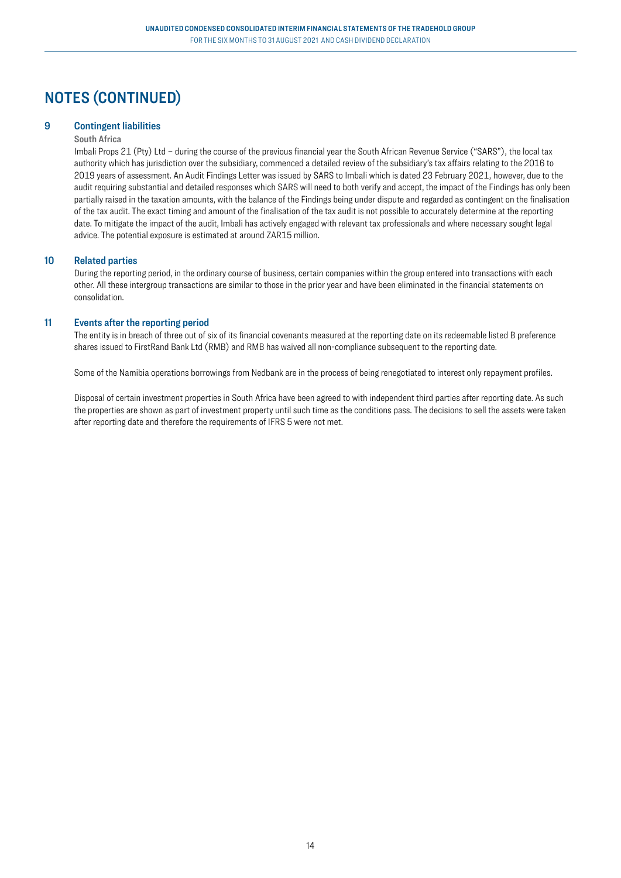# NOTES (CONTINUED)

## 9 Contingent liabilities

**South Africa**

Imbali Props 21 (Pty) Ltd – during the course of the previous financial year the South African Revenue Service ("SARS"), the local tax authority which has jurisdiction over the subsidiary, commenced a detailed review of the subsidiary's tax affairs relating to the 2016 to 2019 years of assessment. An Audit Findings Letter was issued by SARS to Imbali which is dated 23 February 2021, however, due to the audit requiring substantial and detailed responses which SARS will need to both verify and accept, the impact of the Findings has only been partially raised in the taxation amounts, with the balance of the Findings being under dispute and regarded as contingent on the finalisation of the tax audit. The exact timing and amount of the finalisation of the tax audit is not possible to accurately determine at the reporting date. To mitigate the impact of the audit, Imbali has actively engaged with relevant tax professionals and where necessary sought legal advice. The potential exposure is estimated at around ZAR15 million.

## 10 Related parties

During the reporting period, in the ordinary course of business, certain companies within the group entered into transactions with each other. All these intergroup transactions are similar to those in the prior year and have been eliminated in the financial statements on consolidation.

## 11 Events after the reporting period

The entity is in breach of three out of six of its financial covenants measured at the reporting date on its redeemable listed B preference shares issued to FirstRand Bank Ltd (RMB) and RMB has waived all non-compliance subsequent to the reporting date.

Some of the Namibia operations borrowings from Nedbank are in the process of being renegotiated to interest only repayment profiles.

Disposal of certain investment properties in South Africa have been agreed to with independent third parties after reporting date. As such the properties are shown as part of investment property until such time as the conditions pass. The decisions to sell the assets were taken after reporting date and therefore the requirements of IFRS 5 were not met.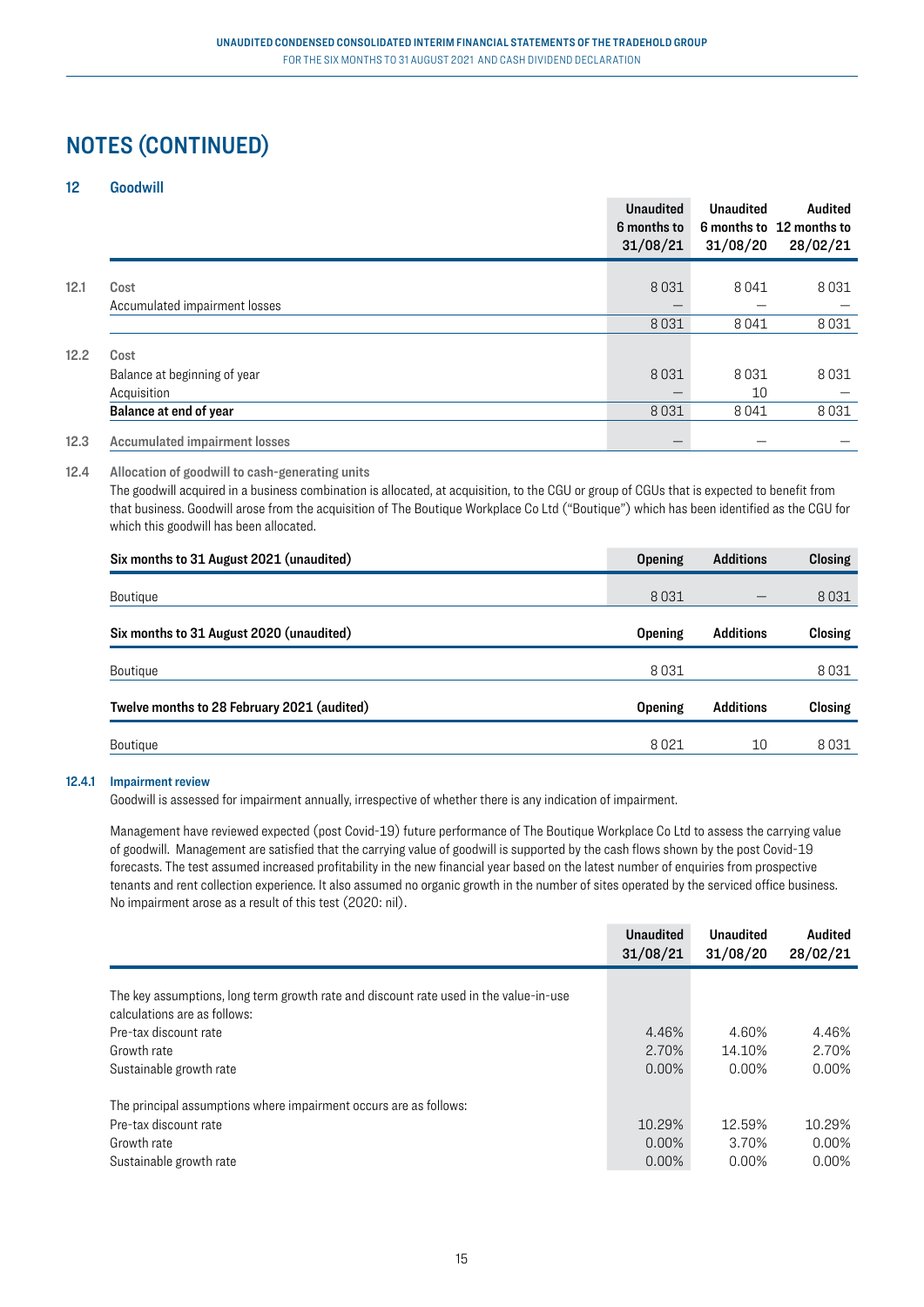# NOTES (CONTINUED)

## 12 Goodwill

| | | Unaudited 6 months to 31/08/21 | Unaudited 6 months to 31/08/20 | Audited 12 months to 28/02/21 |
|---|---|---|---|---|
| 12.1 | Cost | 8 031 | 8 041 | 8 031 |
| | Accumulated impairment losses | — | — | — |
| | | 8 031 | 8 041 | 8 031 |
| 12.2 | Cost | | | |
| | Balance at beginning of year | 8 031 | 8 031 | 8 031 |
| | Acquisition | — | 10 | — |
| | **Balance at end of year** | 8 031 | 8 041 | 8 031 |
| 12.3 | Accumulated impairment losses | — | — | — |

**12.4 Allocation of goodwill to cash-generating units**

The goodwill acquired in a business combination is allocated, at acquisition, to the CGU or group of CGUs that is expected to benefit from that business. Goodwill arose from the acquisition of The Boutique Workplace Co Ltd ("Boutique") which has been identified as the CGU for which this goodwill has been allocated.

| Six months to 31 August 2021 (unaudited) | Opening | Additions | Closing |
|---|---|---|---|
| Boutique | 8 031 | — | 8 031 |

| Six months to 31 August 2020 (unaudited) | Opening | Additions | Closing |
|---|---|---|---|
| Boutique | 8 031 | | 8 031 |

| Twelve months to 28 February 2021 (audited) | Opening | Additions | Closing |
|---|---|---|---|
| Boutique | 8 021 | 10 | 8 031 |

**12.4.1 Impairment review**

Goodwill is assessed for impairment annually, irrespective of whether there is any indication of impairment.

Management have reviewed expected (post Covid-19) future performance of The Boutique Workplace Co Ltd to assess the carrying value of goodwill. Management are satisfied that the carrying value of goodwill is supported by the cash flows shown by the post Covid-19 forecasts. The test assumed increased profitability in the new financial year based on the latest number of enquiries from prospective tenants and rent collection experience. It also assumed no organic growth in the number of sites operated by the serviced office business. No impairment arose as a result of this test (2020: nil).

| | Unaudited 31/08/21 | Unaudited 31/08/20 | Audited 28/02/21 |
|---|---|---|---|
| The key assumptions, long term growth rate and discount rate used in the value-in-use calculations are as follows: | | | |
| Pre-tax discount rate | 4.46% | 4.60% | 4.46% |
| Growth rate | 2.70% | 14.10% | 2.70% |
| Sustainable growth rate | 0.00% | 0.00% | 0.00% |
| The principal assumptions where impairment occurs are as follows: | | | |
| Pre-tax discount rate | 10.29% | 12.59% | 10.29% |
| Growth rate | 0.00% | 3.70% | 0.00% |
| Sustainable growth rate | 0.00% | 0.00% | 0.00% |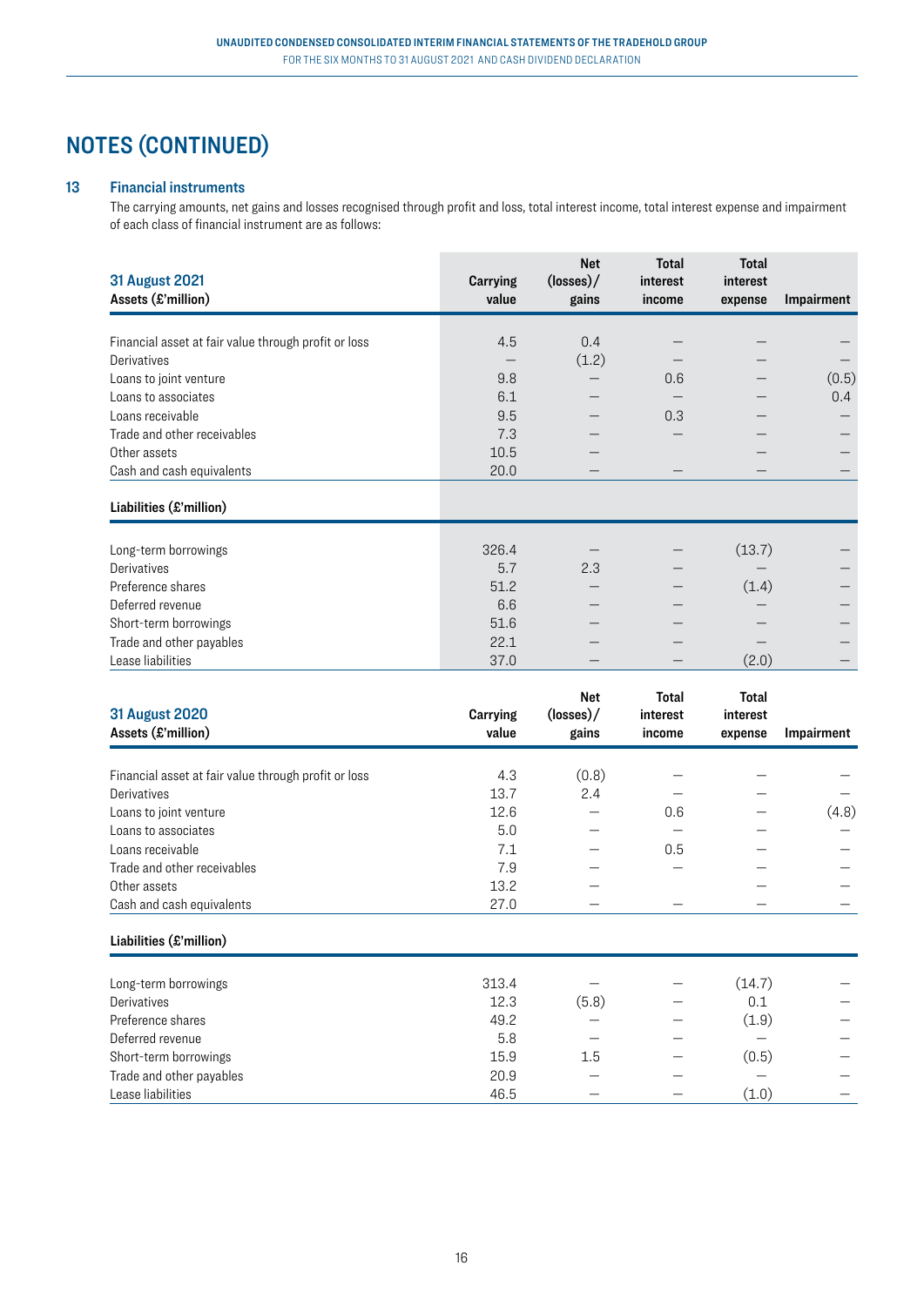# NOTES (CONTINUED)

## 13 Financial instruments

The carrying amounts, net gains and losses recognised through profit and loss, total interest income, total interest expense and impairment of each class of financial instrument are as follows:

| **31 August 2021**<br>**Assets (£'million)** | Carrying value | Net (losses)/ gains | Total interest income | Total interest expense | Impairment |
|---|---|---|---|---|---|
| Financial asset at fair value through profit or loss | 4.5 | 0.4 | — | — | — |
| Derivatives | — | (1.2) | — | — | — |
| Loans to joint venture | 9.8 | — | 0.6 | — | (0.5) |
| Loans to associates | 6.1 | — | — | — | 0.4 |
| Loans receivable | 9.5 | — | 0.3 | — | — |
| Trade and other receivables | 7.3 | — | — | — | — |
| Other assets | 10.5 | — | | — | — |
| Cash and cash equivalents | 20.0 | — | — | — | — |
| **Liabilities (£'million)** | | | | | |
| Long-term borrowings | 326.4 | — | — | (13.7) | — |
| Derivatives | 5.7 | 2.3 | — | — | — |
| Preference shares | 51.2 | — | — | (1.4) | — |
| Deferred revenue | 6.6 | — | — | — | — |
| Short-term borrowings | 51.6 | — | — | — | — |
| Trade and other payables | 22.1 | — | — | — | — |
| Lease liabilities | 37.0 | — | — | (2.0) | — |

| **31 August 2020**<br>**Assets (£'million)** | Carrying value | Net (losses)/ gains | Total interest income | Total interest expense | Impairment |
|---|---|---|---|---|---|
| Financial asset at fair value through profit or loss | 4.3 | (0.8) | — | — | — |
| Derivatives | 13.7 | 2.4 | — | — | — |
| Loans to joint venture | 12.6 | — | 0.6 | — | (4.8) |
| Loans to associates | 5.0 | — | — | — | — |
| Loans receivable | 7.1 | — | 0.5 | — | — |
| Trade and other receivables | 7.9 | — | — | — | — |
| Other assets | 13.2 | — | | — | — |
| Cash and cash equivalents | 27.0 | — | — | — | — |
| **Liabilities (£'million)** | | | | | |
| Long-term borrowings | 313.4 | — | — | (14.7) | — |
| Derivatives | 12.3 | (5.8) | — | 0.1 | — |
| Preference shares | 49.2 | — | — | (1.9) | — |
| Deferred revenue | 5.8 | — | — | — | — |
| Short-term borrowings | 15.9 | 1.5 | — | (0.5) | — |
| Trade and other payables | 20.9 | — | — | — | — |
| Lease liabilities | 46.5 | — | — | (1.0) | — |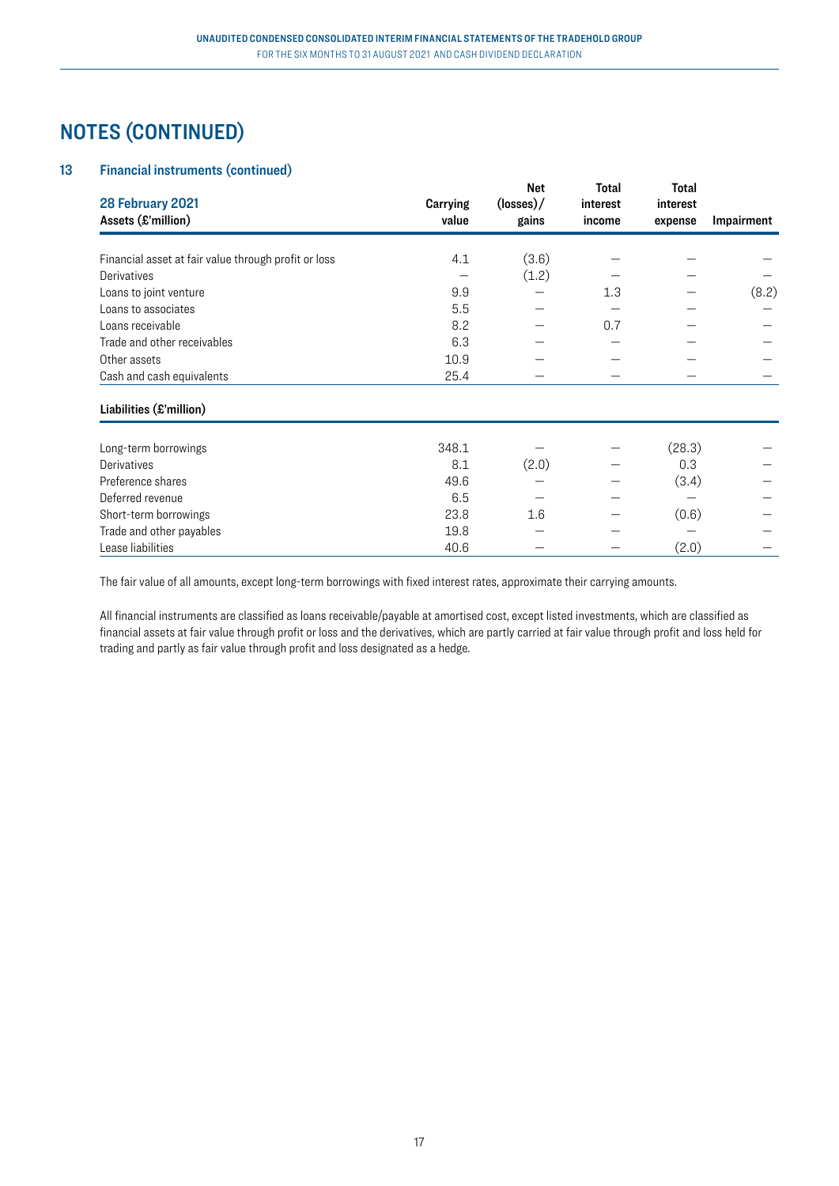## NOTES (CONTINUED)

### 13 Financial instruments (continued)

| 28 February 2021<br>Assets (£'million) | Carrying value | Net (losses)/ gains | Total interest income | Total interest expense | Impairment |
|---|---|---|---|---|---|
| Financial asset at fair value through profit or loss | 4.1 | (3.6) | – | – | – |
| Derivatives | – | (1.2) | – | – | – |
| Loans to joint venture | 9.9 | – | 1.3 | – | (8.2) |
| Loans to associates | 5.5 | – | – | – | – |
| Loans receivable | 8.2 | – | 0.7 | – | – |
| Trade and other receivables | 6.3 | – | – | – | – |
| Other assets | 10.9 | – | – | – | – |
| Cash and cash equivalents | 25.4 | – | – | – | – |
| **Liabilities (£'million)** | | | | | |
| Long-term borrowings | 348.1 | – | – | (28.3) | – |
| Derivatives | 8.1 | (2.0) | – | 0.3 | – |
| Preference shares | 49.6 | – | – | (3.4) | – |
| Deferred revenue | 6.5 | – | – | – | – |
| Short-term borrowings | 23.8 | 1.6 | – | (0.6) | – |
| Trade and other payables | 19.8 | – | – | – | – |
| Lease liabilities | 40.6 | – | – | (2.0) | – |

The fair value of all amounts, except long-term borrowings with fixed interest rates, approximate their carrying amounts.

All financial instruments are classified as loans receivable/payable at amortised cost, except listed investments, which are classified as financial assets at fair value through profit or loss and the derivatives, which are partly carried at fair value through profit and loss held for trading and partly as fair value through profit and loss designated as a hedge.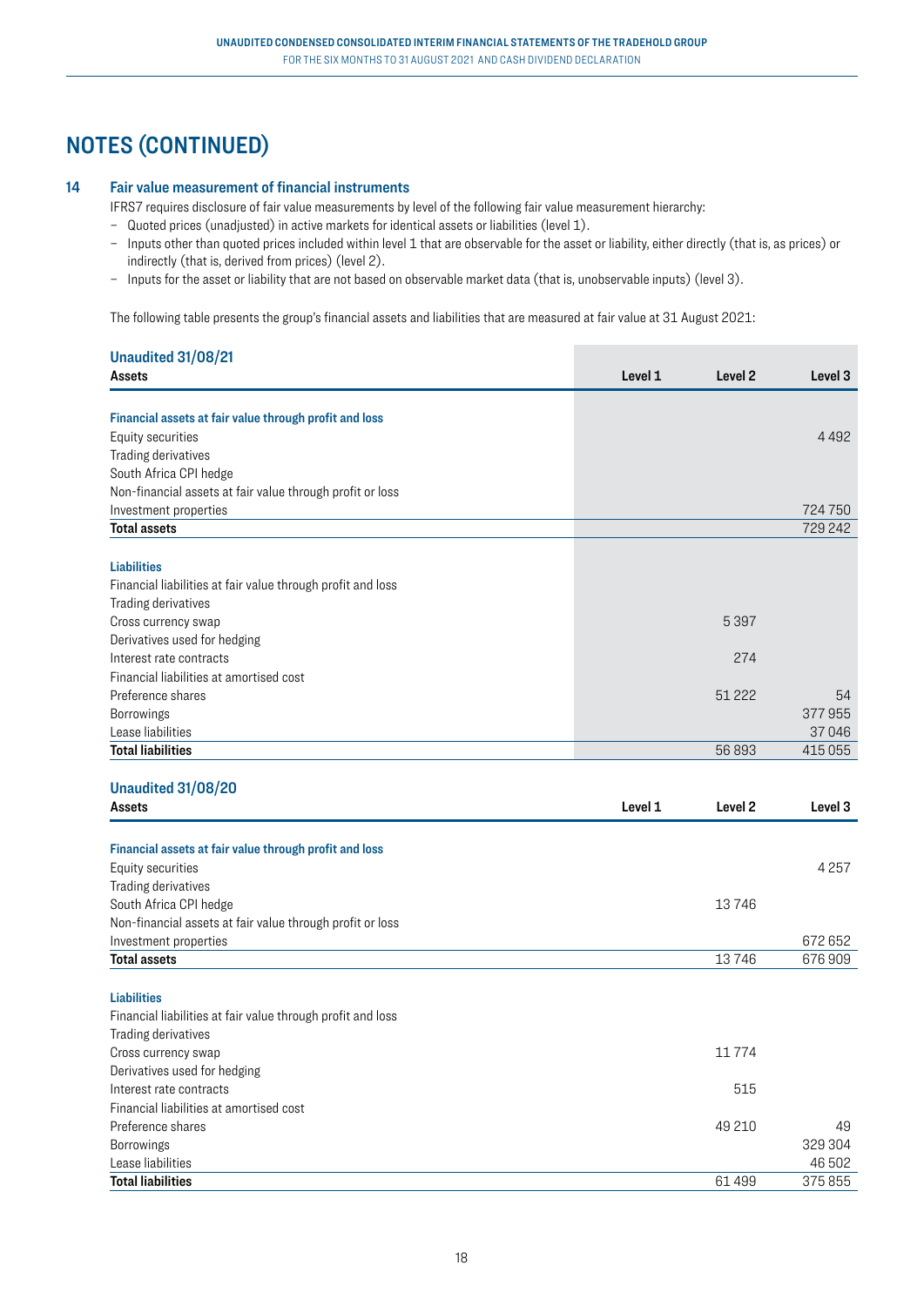## NOTES (CONTINUED)

### 14 Fair value measurement of financial instruments

IFRS7 requires disclosure of fair value measurements by level of the following fair value measurement hierarchy:

- Quoted prices (unadjusted) in active markets for identical assets or liabilities (level 1).
- Inputs other than quoted prices included within level 1 that are observable for the asset or liability, either directly (that is, as prices) or indirectly (that is, derived from prices) (level 2).
- Inputs for the asset or liability that are not based on observable market data (that is, unobservable inputs) (level 3).

The following table presents the group's financial assets and liabilities that are measured at fair value at 31 August 2021:

| **Unaudited 31/08/21** | | | |
|---|---|---|---|
| **Assets** | **Level 1** | **Level 2** | **Level 3** |
| **Financial assets at fair value through profit and loss** | | | |
| Equity securities | | | 4 492 |
| Trading derivatives | | | |
| South Africa CPI hedge | | | |
| Non-financial assets at fair value through profit or loss | | | |
| Investment properties | | | 724 750 |
| **Total assets** | | | 729 242 |
| **Liabilities** | | | |
| Financial liabilities at fair value through profit and loss | | | |
| Trading derivatives | | | |
| Cross currency swap | | 5 397 | |
| Derivatives used for hedging | | | |
| Interest rate contracts | | 274 | |
| Financial liabilities at amortised cost | | | |
| Preference shares | | 51 222 | 54 |
| Borrowings | | | 377 955 |
| Lease liabilities | | | 37 046 |
| **Total liabilities** | | 56 893 | 415 055 |

| **Unaudited 31/08/20** | | | |
|---|---|---|---|
| **Assets** | **Level 1** | **Level 2** | **Level 3** |
| **Financial assets at fair value through profit and loss** | | | |
| Equity securities | | | 4 257 |
| Trading derivatives | | | |
| South Africa CPI hedge | | 13 746 | |
| Non-financial assets at fair value through profit or loss | | | |
| Investment properties | | | 672 652 |
| **Total assets** | | 13 746 | 676 909 |
| **Liabilities** | | | |
| Financial liabilities at fair value through profit and loss | | | |
| Trading derivatives | | | |
| Cross currency swap | | 11 774 | |
| Derivatives used for hedging | | | |
| Interest rate contracts | | 515 | |
| Financial liabilities at amortised cost | | | |
| Preference shares | | 49 210 | 49 |
| Borrowings | | | 329 304 |
| Lease liabilities | | | 46 502 |
| **Total liabilities** | | 61 499 | 375 855 |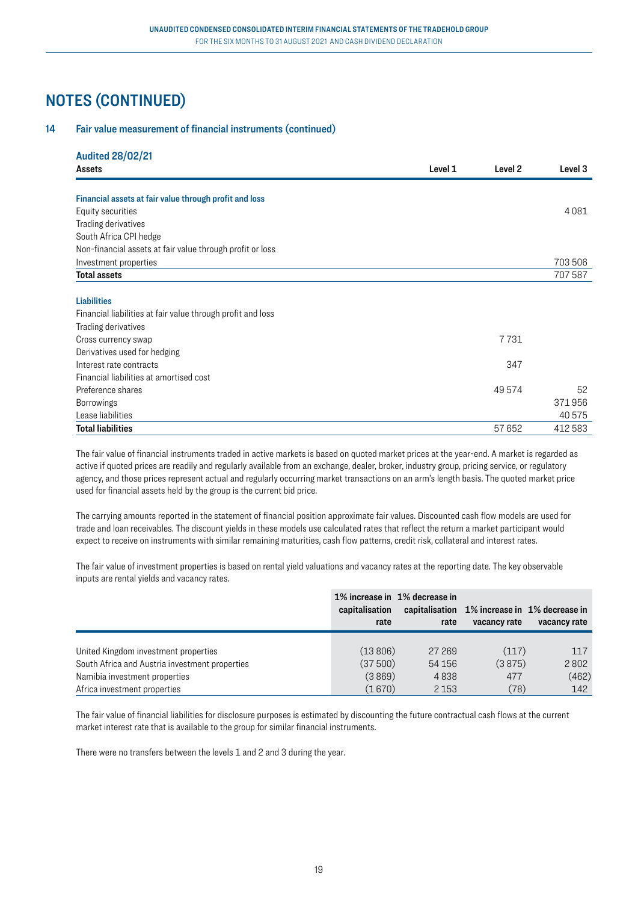# NOTES (CONTINUED)

## 14 Fair value measurement of financial instruments (continued)

### Audited 28/02/21

| Assets | Level 1 | Level 2 | Level 3 |
|---|---|---|---|
| **Financial assets at fair value through profit and loss** | | | |
| Equity securities | | | 4 081 |
| Trading derivatives | | | |
| South Africa CPI hedge | | | |
| Non-financial assets at fair value through profit or loss | | | |
| Investment properties | | | 703 506 |
| **Total assets** | | | 707 587 |
| | | | |
| **Liabilities** | | | |
| Financial liabilities at fair value through profit and loss | | | |
| Trading derivatives | | | |
| Cross currency swap | | 7 731 | |
| Derivatives used for hedging | | | |
| Interest rate contracts | | 347 | |
| Financial liabilities at amortised cost | | | |
| Preference shares | | 49 574 | 52 |
| Borrowings | | | 371 956 |
| Lease liabilities | | | 40 575 |
| **Total liabilities** | | 57 652 | 412 583 |

The fair value of financial instruments traded in active markets is based on quoted market prices at the year-end. A market is regarded as active if quoted prices are readily and regularly available from an exchange, dealer, broker, industry group, pricing service, or regulatory agency, and those prices represent actual and regularly occurring market transactions on an arm's length basis. The quoted market price used for financial assets held by the group is the current bid price.

The carrying amounts reported in the statement of financial position approximate fair values. Discounted cash flow models are used for trade and loan receivables. The discount yields in these models use calculated rates that reflect the return a market participant would expect to receive on instruments with similar remaining maturities, cash flow patterns, credit risk, collateral and interest rates.

The fair value of investment properties is based on rental yield valuations and vacancy rates at the reporting date. The key observable inputs are rental yields and vacancy rates.

| | 1% increase in capitalisation rate | 1% decrease in capitalisation rate | 1% increase in vacancy rate | 1% decrease in vacancy rate |
|---|---|---|---|---|
| United Kingdom investment properties | (13 806) | 27 269 | (117) | 117 |
| South Africa and Austria investment properties | (37 500) | 54 156 | (3 875) | 2 802 |
| Namibia investment properties | (3 869) | 4 838 | 477 | (462) |
| Africa investment properties | (1 670) | 2 153 | (78) | 142 |

The fair value of financial liabilities for disclosure purposes is estimated by discounting the future contractual cash flows at the current market interest rate that is available to the group for similar financial instruments.

There were no transfers between the levels 1 and 2 and 3 during the year.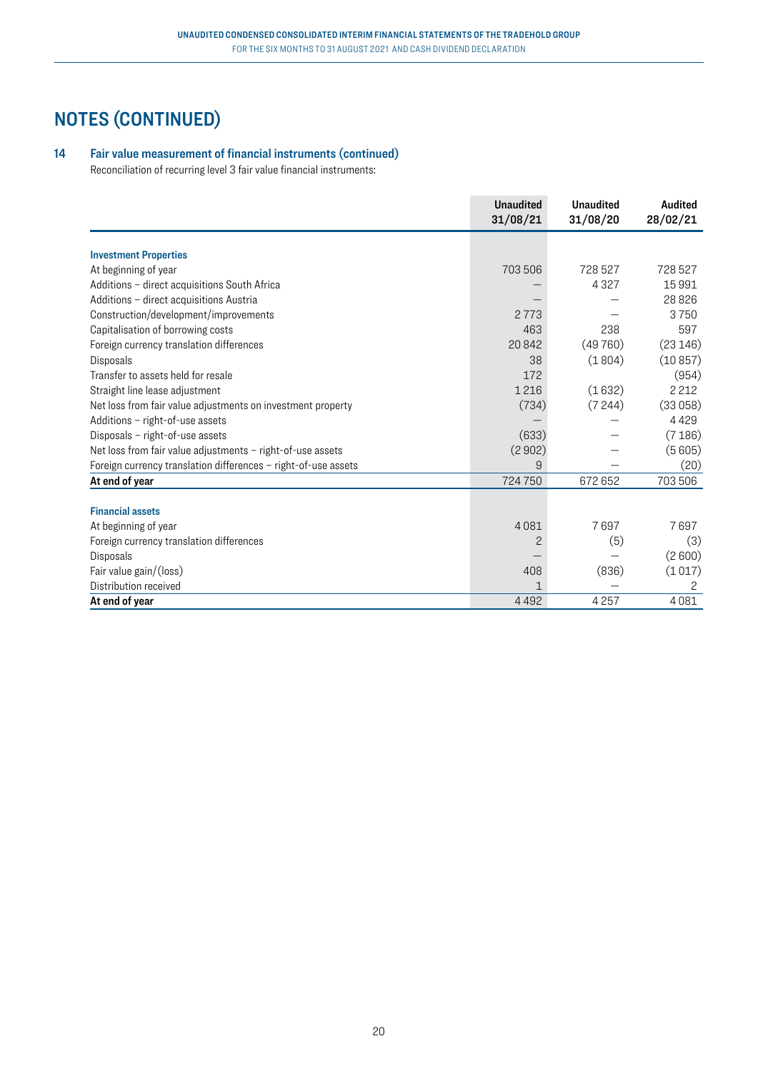## NOTES (CONTINUED)

### 14 Fair value measurement of financial instruments (continued)

Reconciliation of recurring level 3 fair value financial instruments:

| | Unaudited 31/08/21 | Unaudited 31/08/20 | Audited 28/02/21 |
|---|---|---|---|
| **Investment Properties** | | | |
| At beginning of year | 703 506 | 728 527 | 728 527 |
| Additions – direct acquisitions South Africa | – | 4 327 | 15 991 |
| Additions – direct acquisitions Austria | – | – | 28 826 |
| Construction/development/improvements | 2 773 | – | 3 750 |
| Capitalisation of borrowing costs | 463 | 238 | 597 |
| Foreign currency translation differences | 20 842 | (49 760) | (23 146) |
| Disposals | 38 | (1 804) | (10 857) |
| Transfer to assets held for resale | 172 | | (954) |
| Straight line lease adjustment | 1 216 | (1 632) | 2 212 |
| Net loss from fair value adjustments on investment property | (734) | (7 244) | (33 058) |
| Additions – right-of-use assets | – | – | 4 429 |
| Disposals – right-of-use assets | (633) | – | (7 186) |
| Net loss from fair value adjustments – right-of-use assets | (2 902) | – | (5 605) |
| Foreign currency translation differences – right-of-use assets | 9 | – | (20) |
| **At end of year** | 724 750 | 672 652 | 703 506 |
| **Financial assets** | | | |
| At beginning of year | 4 081 | 7 697 | 7 697 |
| Foreign currency translation differences | 2 | (5) | (3) |
| Disposals | – | – | (2 600) |
| Fair value gain/(loss) | 408 | (836) | (1 017) |
| Distribution received | 1 | – | 2 |
| **At end of year** | 4 492 | 4 257 | 4 081 |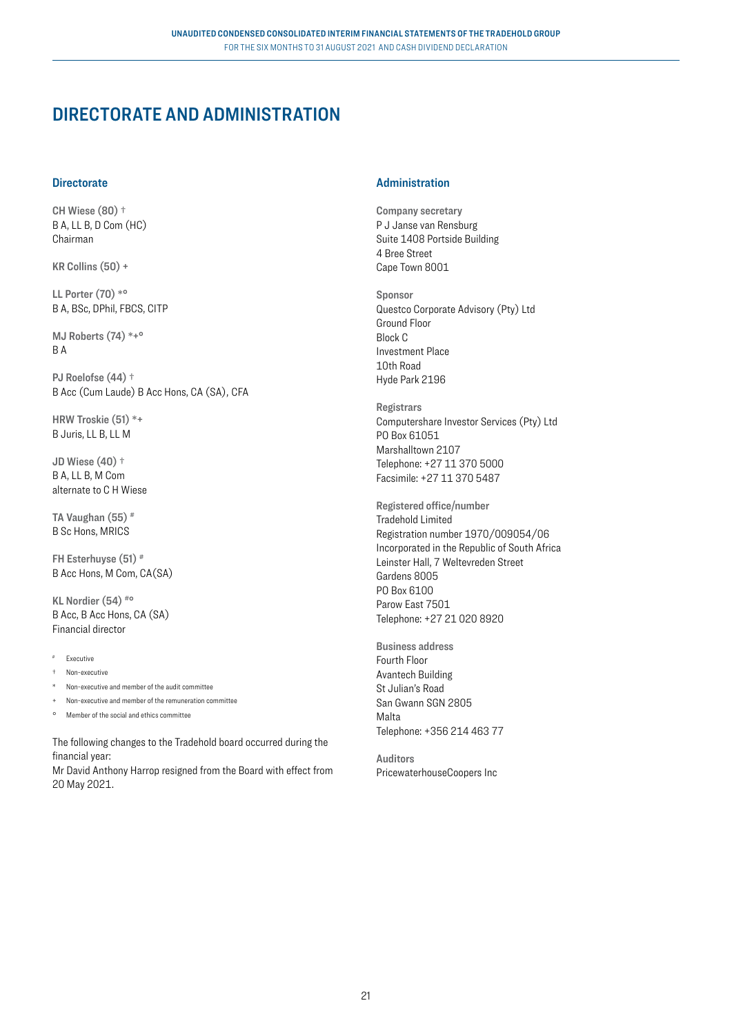# DIRECTORATE AND ADMINISTRATION

## Directorate

**CH Wiese (80)** †
B A, LL B, D Com (HC)
Chairman

**KR Collins (50)** +

**LL Porter (70)** *°
B A, BSc, DPhil, FBCS, CITP

**MJ Roberts (74)** *+°
B A

**PJ Roelofse (44)** †
B Acc (Cum Laude) B Acc Hons, CA (SA), CFA

**HRW Troskie (51)** *+
B Juris, LL B, LL M

**JD Wiese (40)** †
B A, LL B, M Com
alternate to C H Wiese

**TA Vaughan (55)** #
B Sc Hons, MRICS

**FH Esterhuyse (51)** #
B Acc Hons, M Com, CA(SA)

**KL Nordier (54)** #°
B Acc, B Acc Hons, CA (SA)
Financial director

- # Executive
- † Non-executive
- * Non-executive and member of the audit committee
- + Non-executive and member of the remuneration committee
- ° Member of the social and ethics committee

The following changes to the Tradehold board occurred during the financial year:
Mr David Anthony Harrop resigned from the Board with effect from 20 May 2021.

## Administration

**Company secretary**
P J Janse van Rensburg
Suite 1408 Portside Building
4 Bree Street
Cape Town 8001

**Sponsor**
Questco Corporate Advisory (Pty) Ltd
Ground Floor
Block C
Investment Place
10th Road
Hyde Park 2196

**Registrars**
Computershare Investor Services (Pty) Ltd
PO Box 61051
Marshalltown 2107
Telephone: +27 11 370 5000
Facsimile: +27 11 370 5487

**Registered office/number**
Tradehold Limited
Registration number 1970/009054/06
Incorporated in the Republic of South Africa
Leinster Hall, 7 Weltevreden Street
Gardens 8005
PO Box 6100
Parow East 7501
Telephone: +27 21 020 8920

**Business address**
Fourth Floor
Avantech Building
St Julian's Road
San Gwann SGN 2805
Malta
Telephone: +356 214 463 77

**Auditors**
PricewaterhouseCoopers Inc